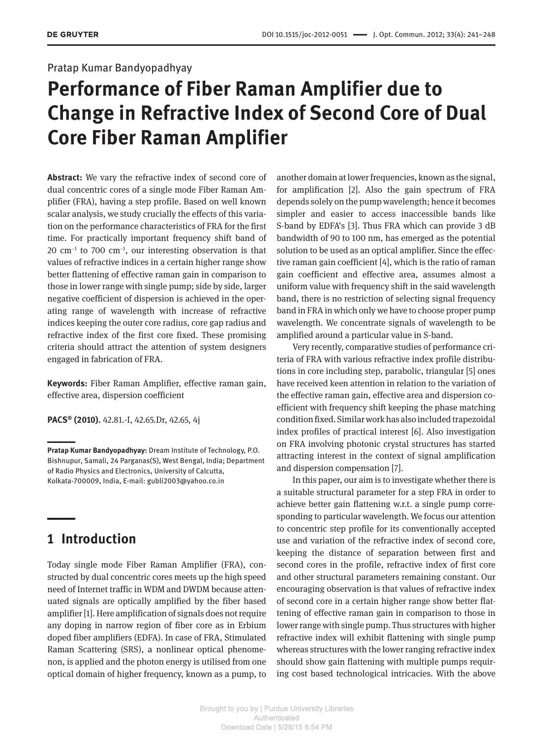Pratap Kumar Bandyopadhyay

# Performance of Fiber Raman Amplifier due to Change in Refractive Index of Second Core of Dual Core Fiber Raman Amplifier

**Abstract:** We vary the refractive index of second core of dual concentric cores of a single mode Fiber Raman Amplifier (FRA), having a step profile. Based on well known scalar analysis, we study crucially the effects of this variation on the performance characteristics of FRA for the first time. For practically important frequency shift band of 20 $cm^{-1}$ to 700 $cm^{-1}$, our interesting observation is that values of refractive indices in a certain higher range show better flattening of effective raman gain in comparison to those in lower range with single pump; side by side, larger negative coefficient of dispersion is achieved in the operating range of wavelength with increase of refractive indices keeping the outer core radius, core gap radius and refractive index of the first core fixed. These promising criteria should attract the attention of system designers engaged in fabrication of FRA.

**Keywords:** Fiber Raman Amplifier, effective raman gain, effective area, dispersion coefficient

**PACS® (2010).** 42.81.-I, 42.65.Dr, 42.65, 4j

**Pratap Kumar Bandyopadhyay:** Dream Institute of Technology, P.O. Bishnupur, Samali, 24 Parganas(S), West Bengal, India; Department of Radio Physics and Electronics, University of Calcutta, Kolkata-700009, India, E-mail: gubli2003@yahoo.co.in

## 1 Introduction

Today single mode Fiber Raman Amplifier (FRA), constructed by dual concentric cores meets up the high speed need of Internet traffic in WDM and DWDM because attenuated signals are optically amplified by the fiber based amplifier [1]. Here amplification of signals does not require any doping in narrow region of fiber core as in Erbium doped fiber amplifiers (EDFA). In case of FRA, Stimulated Raman Scattering (SRS), a nonlinear optical phenomenon, is applied and the photon energy is utilised from one optical domain of higher frequency, known as a pump, to another domain at lower frequencies, known as the signal, for amplification [2]. Also the gain spectrum of FRA depends solely on the pump wavelength; hence it becomes simpler and easier to access inaccessible bands like S-band by EDFA's [3]. Thus FRA which can provide 3 dB bandwidth of 90 to 100 nm, has emerged as the potential solution to be used as an optical amplifier. Since the effective raman gain coefficient [4], which is the ratio of raman gain coefficient and effective area, assumes almost a uniform value with frequency shift in the said wavelength band, there is no restriction of selecting signal frequency band in FRA in which only we have to choose proper pump wavelength. We concentrate signals of wavelength to be amplified around a particular value in S-band.

Very recently, comparative studies of performance criteria of FRA with various refractive index profile distributions in core including step, parabolic, triangular [5] ones have received keen attention in relation to the variation of the effective raman gain, effective area and dispersion coefficient with frequency shift keeping the phase matching condition fixed. Similar work has also included trapezoidal index profiles of practical interest [6]. Also investigation on FRA involving photonic crystal structures has started attracting interest in the context of signal amplification and dispersion compensation [7].

In this paper, our aim is to investigate whether there is a suitable structural parameter for a step FRA in order to achieve better gain flattening w.r.t. a single pump corresponding to particular wavelength. We focus our attention to concentric step profile for its conventionally accepted use and variation of the refractive index of second core, keeping the distance of separation between first and second cores in the profile, refractive index of first core and other structural parameters remaining constant. Our encouraging observation is that values of refractive index of second core in a certain higher range show better flattening of effective raman gain in comparison to those in lower range with single pump. Thus structures with higher refractive index will exhibit flattening with single pump whereas structures with the lower ranging refractive index should show gain flattening with multiple pumps requiring cost based technological intricacies. With the above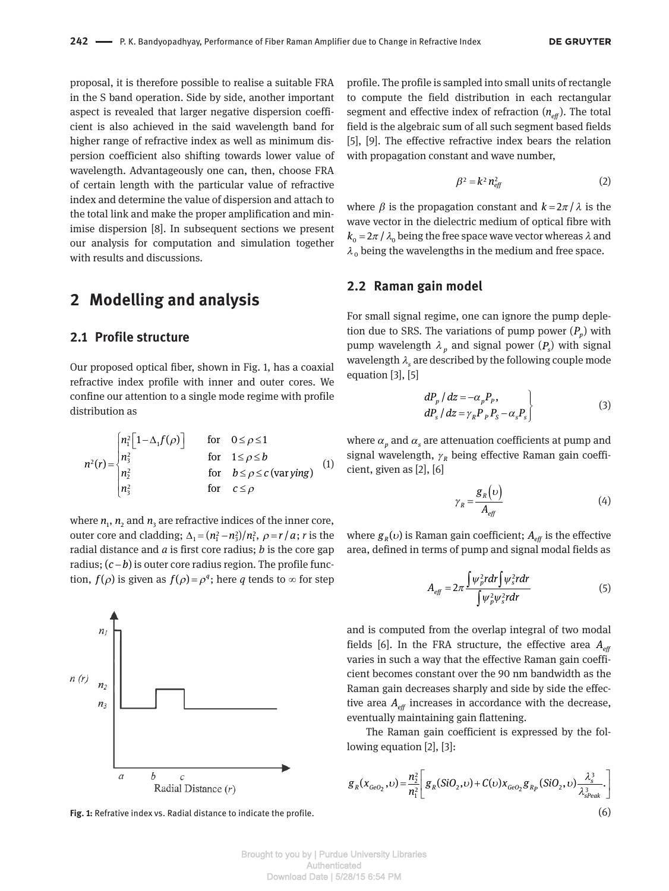proposal, it is therefore possible to realise a suitable FRA in the S band operation. Side by side, another important aspect is revealed that larger negative dispersion coefficient is also achieved in the said wavelength band for higher range of refractive index as well as minimum dispersion coefficient also shifting towards lower value of wavelength. Advantageously one can, then, choose FRA of certain length with the particular value of refractive index and determine the value of dispersion and attach to the total link and make the proper amplification and minimise dispersion [8]. In subsequent sections we present our analysis for computation and simulation together with results and discussions.

## 2 Modelling and analysis

### 2.1 Profile structure

Our proposed optical fiber, shown in Fig. 1, has a coaxial refractive index profile with inner and outer cores. We confine our attention to a single mode regime with profile distribution as

$$n^2(r) = \begin{cases} n_1^2\left[1-\Delta_1 f(\rho)\right] & \text{for} \quad 0 \le \rho \le 1 \\ n_3^2 & \text{for} \quad 1 \le \rho \le b \\ n_2^2 & \text{for} \quad b \le \rho \le c\,(\text{var}\,ying) \\ n_3^2 & \text{for} \quad c \le \rho \end{cases} \tag{1}$$

where $n_1$, $n_2$ and $n_3$ are refractive indices of the inner core, outer core and cladding; $\Delta_1 = (n_1^2 - n_3^2)/n_1^2$, $\rho = r/a$; $r$ is the radial distance and $a$ is first core radius; $b$ is the core gap radius; $(c-b)$ is outer core radius region. The profile function, $f(\rho)$ is given as $f(\rho) = \rho^q$; here $q$ tends to $\infty$ for step profile. The profile is sampled into small units of rectangle to compute the field distribution in each rectangular segment and effective index of refraction ($n_{eff}$). The total field is the algebraic sum of all such segment based fields [5], [9]. The effective refractive index bears the relation with propagation constant and wave number,

$$\beta^2 = k^2 n_{eff}^2 \tag{2}$$

where $\beta$ is the propagation constant and $k = 2\pi/\lambda$ is the wave vector in the dielectric medium of optical fibre with $k_0 = 2\pi/\lambda_0$ being the free space wave vector whereas $\lambda$ and $\lambda_0$ being the wavelengths in the medium and free space.

Fig. 1: Refrative index vs. Radial distance to indicate the profile.

### 2.2 Raman gain model

For small signal regime, one can ignore the pump depletion due to SRS. The variations of pump power ($P_p$) with pump wavelength $\lambda_p$ and signal power ($P_s$) with signal wavelength $\lambda_s$ are described by the following couple mode equation [3], [5]

$$\left.\begin{aligned} dP_p/dz &= -\alpha_p P_P, \\ dP_s/dz &= \gamma_R P_P P_S - \alpha_s P_s \end{aligned}\right\} \tag{3}$$

where $\alpha_p$ and $\alpha_s$ are attenuation coefficients at pump and signal wavelength, $\gamma_R$ being effective Raman gain coefficient, given as [2], [6]

$$\gamma_R = \frac{g_R(\upsilon)}{A_{eff}} \tag{4}$$

where $g_R(\upsilon)$ is Raman gain coefficient; $A_{eff}$ is the effective area, defined in terms of pump and signal modal fields as

$$A_{eff} = 2\pi \frac{\int \psi_p^2 r dr \int \psi_s^2 r dr}{\int \psi_p^2 \psi_s^2 r dr} \tag{5}$$

and is computed from the overlap integral of two modal fields [6]. In the FRA structure, the effective area $A_{eff}$ varies in such a way that the effective Raman gain coefficient becomes constant over the 90 nm bandwidth as the Raman gain decreases sharply and side by side the effective area $A_{eff}$ increases in accordance with the decrease, eventually maintaining gain flattening.

The Raman gain coefficient is expressed by the following equation [2], [3]:

$$g_R(x_{GeO_2}, \upsilon) = \frac{n_2^2}{n_1^2}\left[g_R(SiO_2, \upsilon) + C(\upsilon) x_{GeO_2} g_{R_P}(SiO_2, \upsilon)\frac{\lambda_s^3}{\lambda_{sPeak}^3}.\right] \tag{6}$$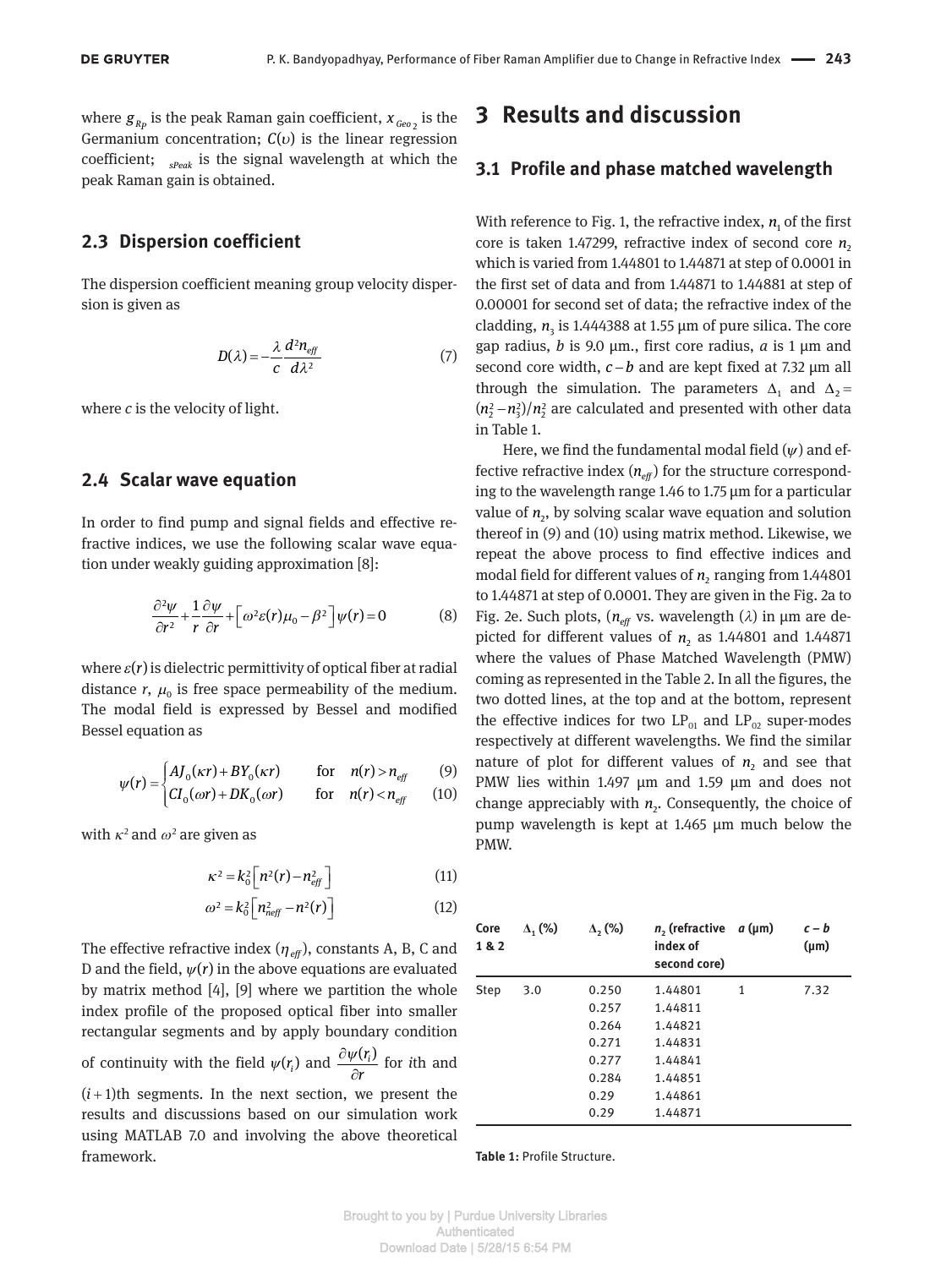where $g_{R_P}$ is the peak Raman gain coefficient, $x_{Geo_2}$ is the Germanium concentration; $C(\upsilon)$ is the linear regression coefficient; $_{sPeak}$ is the signal wavelength at which the peak Raman gain is obtained.

### 2.3 Dispersion coefficient

The dispersion coefficient meaning group velocity dispersion is given as

$$D(\lambda) = -\frac{\lambda}{c}\frac{d^2 n_{eff}}{d\lambda^2} \tag{7}$$

where $c$ is the velocity of light.

### 2.4 Scalar wave equation

In order to find pump and signal fields and effective refractive indices, we use the following scalar wave equation under weakly guiding approximation [8]:

$$\frac{\partial^2 \psi}{\partial r^2} + \frac{1}{r}\frac{\partial \psi}{\partial r} + \left[\omega^2 \varepsilon(r)\mu_0 - \beta^2\right]\psi(r) = 0 \tag{8}$$

where $\varepsilon(r)$ is dielectric permittivity of optical fiber at radial distance $r$, $\mu_0$ is free space permeability of the medium. The modal field is expressed by Bessel and modified Bessel equation as

$$\psi(r) = \begin{cases} AJ_0(\kappa r) + BY_0(\kappa r) & \text{for} \quad n(r) > n_{eff} \quad (9) \\ CI_0(\omega r) + DK_0(\omega r) & \text{for} \quad n(r) < n_{eff} \quad (10) \end{cases}$$

with $\kappa^2$ and $\omega^2$ are given as

$$\kappa^2 = k_0^2\left[n^2(r) - n_{eff}^2\right] \tag{11}$$

$$\omega^2 = k_0^2\left[n_{neff}^2 - n^2(r)\right] \tag{12}$$

The effective refractive index ($\eta_{eff}$), constants A, B, C and D and the field, $\psi(r)$ in the above equations are evaluated by matrix method [4], [9] where we partition the whole index profile of the proposed optical fiber into smaller rectangular segments and by apply boundary condition of continuity with the field $\psi(r_i)$ and $\frac{\partial \psi(r_i)}{\partial r}$ for $i$th and $(i+1)$th segments. In the next section, we present the results and discussions based on our simulation work using MATLAB 7.0 and involving the above theoretical framework.

## 3 Results and discussion

### 3.1 Profile and phase matched wavelength

With reference to Fig. 1, the refractive index, $n_1$ of the first core is taken 1.47299, refractive index of second core $n_2$ which is varied from 1.44801 to 1.44871 at step of 0.0001 in the first set of data and from 1.44871 to 1.44881 at step of 0.00001 for second set of data; the refractive index of the cladding, $n_3$ is 1.444388 at 1.55 µm of pure silica. The core gap radius, $b$ is 9.0 µm., first core radius, $a$ is 1 µm and second core width, $c-b$ and are kept fixed at 7.32 µm all through the simulation. The parameters $\Delta_1$ and $\Delta_2 = (n_2^2 - n_3^2)/n_2^2$ are calculated and presented with other data in Table 1.

Here, we find the fundamental modal field ($\psi$) and effective refractive index ($n_{eff}$) for the structure corresponding to the wavelength range 1.46 to 1.75 µm for a particular value of $n_2$, by solving scalar wave equation and solution thereof in (9) and (10) using matrix method. Likewise, we repeat the above process to find effective indices and modal field for different values of $n_2$ ranging from 1.44801 to 1.44871 at step of 0.0001. They are given in the Fig. 2a to Fig. 2e. Such plots, ($n_{eff}$ vs. wavelength ($\lambda$) in µm are depicted for different values of $n_2$ as 1.44801 and 1.44871 where the values of Phase Matched Wavelength (PMW) coming as represented in the Table 2. In all the figures, the two dotted lines, at the top and at the bottom, represent the effective indices for two $LP_{01}$ and $LP_{02}$ super-modes respectively at different wavelengths. We find the similar nature of plot for different values of $n_2$ and see that PMW lies within 1.497 µm and 1.59 µm and does not change appreciably with $n_2$. Consequently, the choice of pump wavelength is kept at 1.465 µm much below the PMW.

| Core 1 & 2 | $\Delta_1$ (%) | $\Delta_2$ (%) | $n_2$ (refractive index of second core) | $a$ (µm) | $c-b$ (µm) |
|---|---|---|---|---|---|
| Step | 3.0 | 0.250 | 1.44801 | 1 | 7.32 |
| | | 0.257 | 1.44811 | | |
| | | 0.264 | 1.44821 | | |
| | | 0.271 | 1.44831 | | |
| | | 0.277 | 1.44841 | | |
| | | 0.284 | 1.44851 | | |
| | | 0.29 | 1.44861 | | |
| | | 0.29 | 1.44871 | | |

**Table 1:** Profile Structure.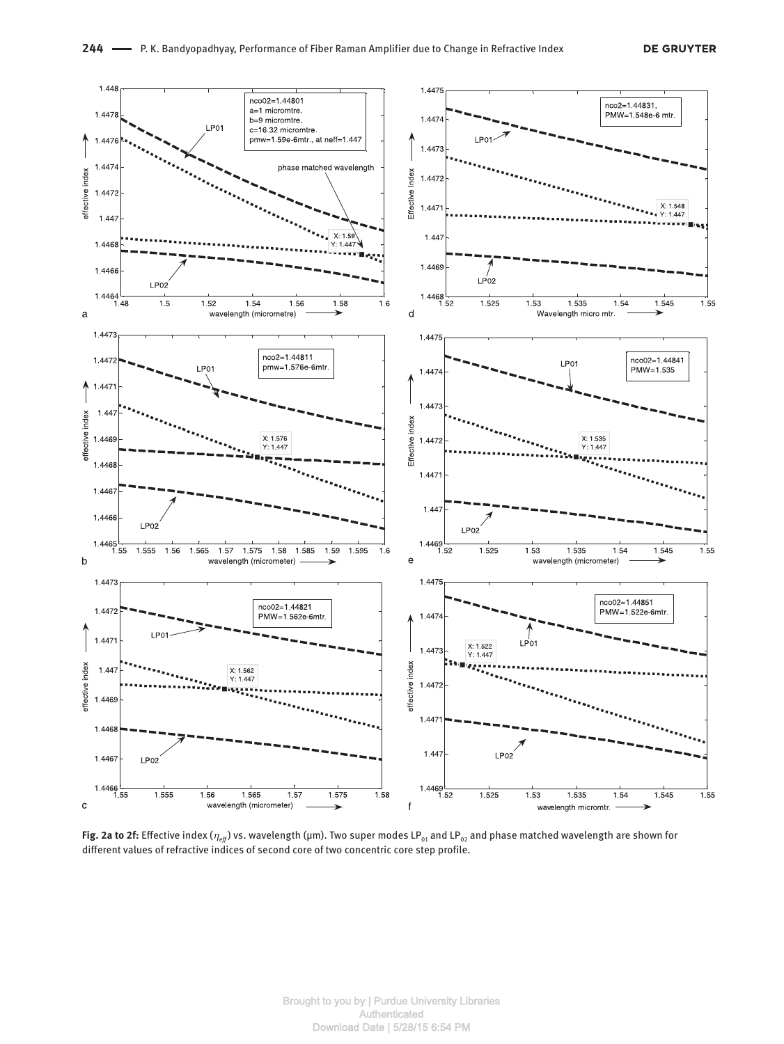**Fig. 2a to 2f:** Effective index ($\eta_{eff}$) vs. wavelength (μm). Two super modes $LP_{01}$ and $LP_{02}$ and phase matched wavelength are shown for different values of refractive indices of second core of two concentric core step profile.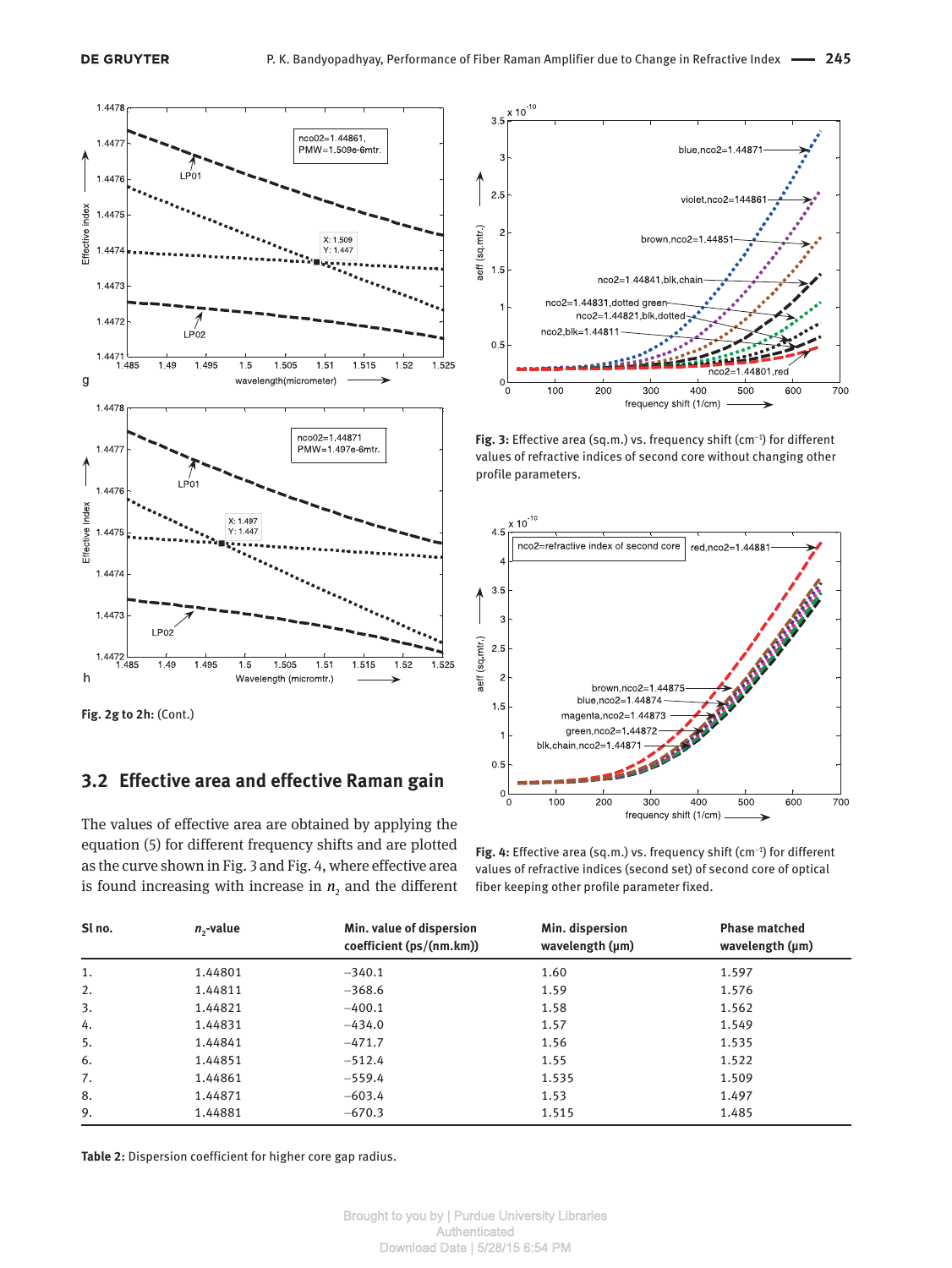Fig. 2g to 2h: (Cont.)

## 3.2 Effective area and effective Raman gain

The values of effective area are obtained by applying the equation (5) for different frequency shifts and are plotted as the curve shown in Fig. 3 and Fig. 4, where effective area is found increasing with increase in $n_2$ and the different

Fig. 3: Effective area (sq.m.) vs. frequency shift (cm$^{-1}$) for different values of refractive indices of second core without changing other profile parameters.

Fig. 4: Effective area (sq.m.) vs. frequency shift (cm$^{-1}$) for different values of refractive indices (second set) of second core of optical fiber keeping other profile parameter fixed.

| Sl no. | $n_2$-value | Min. value of dispersion coefficient (ps/(nm.km)) | Min. dispersion wavelength (µm) | Phase matched wavelength (µm) |
|---|---|---|---|---|
| 1. | 1.44801 | −340.1 | 1.60 | 1.597 |
| 2. | 1.44811 | −368.6 | 1.59 | 1.576 |
| 3. | 1.44821 | −400.1 | 1.58 | 1.562 |
| 4. | 1.44831 | −434.0 | 1.57 | 1.549 |
| 5. | 1.44841 | −471.7 | 1.56 | 1.535 |
| 6. | 1.44851 | −512.4 | 1.55 | 1.522 |
| 7. | 1.44861 | −559.4 | 1.535 | 1.509 |
| 8. | 1.44871 | −603.4 | 1.53 | 1.497 |
| 9. | 1.44881 | −670.3 | 1.515 | 1.485 |

Table 2: Dispersion coefficient for higher core gap radius.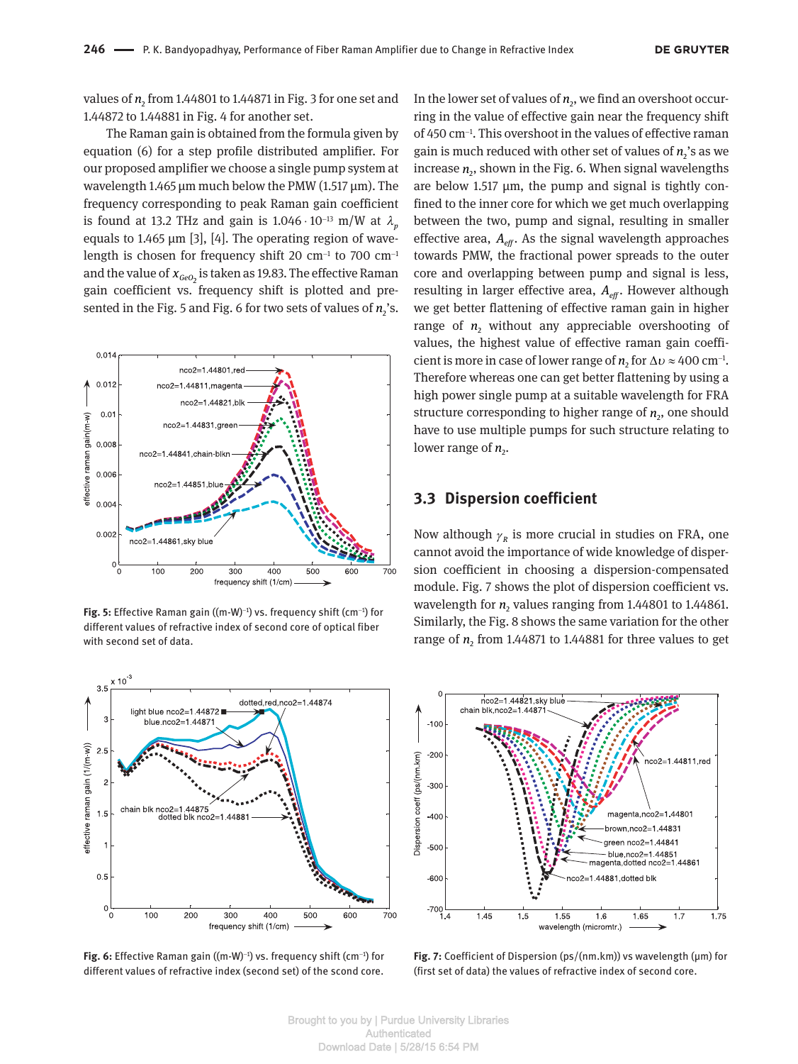values of $n_2$ from 1.44801 to 1.44871 in Fig. 3 for one set and 1.44872 to 1.44881 in Fig. 4 for another set.

The Raman gain is obtained from the formula given by equation (6) for a step profile distributed amplifier. For our proposed amplifier we choose a single pump system at wavelength 1.465 μm much below the PMW (1.517 μm). The frequency corresponding to peak Raman gain coefficient is found at 13.2 THz and gain is $1.046 \cdot 10^{-13}$ m/W at $\lambda_p$ equals to 1.465 μm [3], [4]. The operating region of wavelength is chosen for frequency shift 20 cm$^{-1}$ to 700 cm$^{-1}$ and the value of $x_{GeO_2}$ is taken as 19.83. The effective Raman gain coefficient vs. frequency shift is plotted and presented in the Fig. 5 and Fig. 6 for two sets of values of $n_2$'s.

**Fig. 5:** Effective Raman gain ((m-W)$^{-1}$) vs. frequency shift (cm$^{-1}$) for different values of refractive index of second core of optical fiber with second set of data.

**Fig. 6:** Effective Raman gain ((m-W)$^{-1}$) vs. frequency shift (cm$^{-1}$) for different values of refractive index (second set) of the scond core.

In the lower set of values of $n_2$, we find an overshoot occurring in the value of effective gain near the frequency shift of 450 cm$^{-1}$. This overshoot in the values of effective raman gain is much reduced with other set of values of $n_2$'s as we increase $n_2$, shown in the Fig. 6. When signal wavelengths are below 1.517 μm, the pump and signal is tightly confined to the inner core for which we get much overlapping between the two, pump and signal, resulting in smaller effective area, $A_{eff}$. As the signal wavelength approaches towards PMW, the fractional power spreads to the outer core and overlapping between pump and signal is less, resulting in larger effective area, $A_{eff}$. However although we get better flattening of effective raman gain in higher range of $n_2$ without any appreciable overshooting of values, the highest value of effective raman gain coefficient is more in case of lower range of $n_2$ for $\Delta\upsilon \approx 400$ cm$^{-1}$. Therefore whereas one can get better flattening by using a high power single pump at a suitable wavelength for FRA structure corresponding to higher range of $n_2$, one should have to use multiple pumps for such structure relating to lower range of $n_2$.

### 3.3 Dispersion coefficient

Now although $\gamma_R$ is more crucial in studies on FRA, one cannot avoid the importance of wide knowledge of dispersion coefficient in choosing a dispersion-compensated module. Fig. 7 shows the plot of dispersion coefficient vs. wavelength for $n_2$ values ranging from 1.44801 to 1.44861. Similarly, the Fig. 8 shows the same variation for the other range of $n_2$ from 1.44871 to 1.44881 for three values to get

**Fig. 7:** Coefficient of Dispersion (ps/(nm.km)) vs wavelength (μm) for (first set of data) the values of refractive index of second core.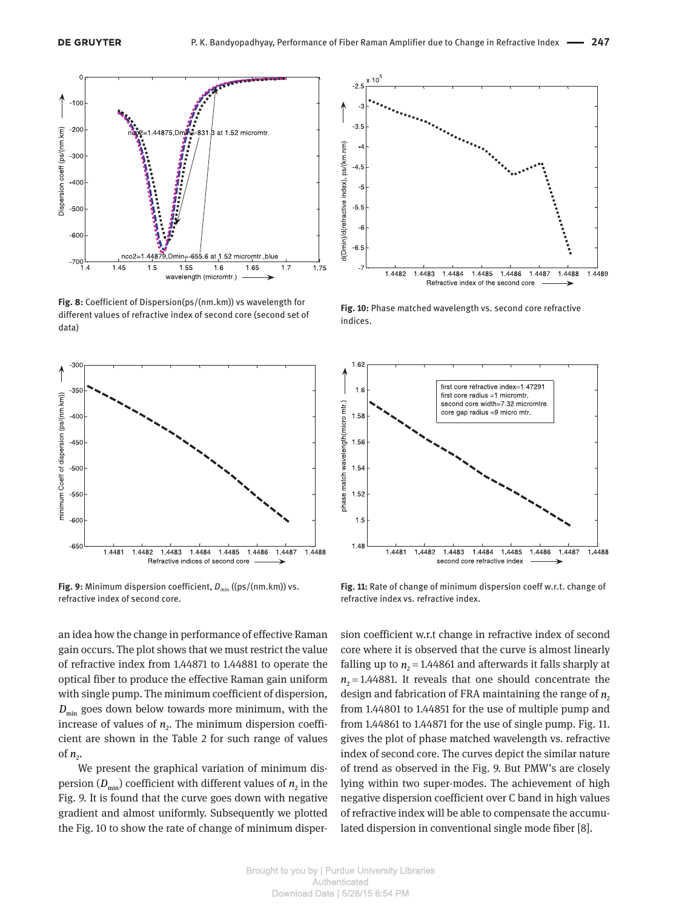**Fig. 8:** Coefficient of Dispersion(ps/(nm.km)) vs wavelength for different values of refractive index of second core (second set of data)

**Fig. 10:** Phase matched wavelength vs. second core refractive indices.

**Fig. 9:** Minimum dispersion coefficient, $D_{min}$ ((ps/(nm.km)) vs. refractive index of second core.

**Fig. 11:** Rate of change of minimum dispersion coeff w.r.t. change of refractive index vs. refractive index.

an idea how the change in performance of effective Raman gain occurs. The plot shows that we must restrict the value of refractive index from 1.44871 to 1.44881 to operate the optical fiber to produce the effective Raman gain uniform with single pump. The minimum coefficient of dispersion, $D_{min}$ goes down below towards more minimum, with the increase of values of $n_2$. The minimum dispersion coefficient are shown in the Table 2 for such range of values of $n_2$.

We present the graphical variation of minimum dispersion ($D_{min}$) coefficient with different values of $n_2$ in the Fig. 9. It is found that the curve goes down with negative gradient and almost uniformly. Subsequently we plotted the Fig. 10 to show the rate of change of minimum dispersion coefficient w.r.t change in refractive index of second core where it is observed that the curve is almost linearly falling up to $n_2 = 1.44861$ and afterwards it falls sharply at $n_2 = 1.44881$. It reveals that one should concentrate the design and fabrication of FRA maintaining the range of $n_2$ from 1.44801 to 1.44851 for the use of multiple pump and from 1.44861 to 1.44871 for the use of single pump. Fig. 11. gives the plot of phase matched wavelength vs. refractive index of second core. The curves depict the similar nature of trend as observed in the Fig. 9. But PMW's are closely lying within two super-modes. The achievement of high negative dispersion coefficient over C band in high values of refractive index will be able to compensate the accumulated dispersion in conventional single mode fiber [8].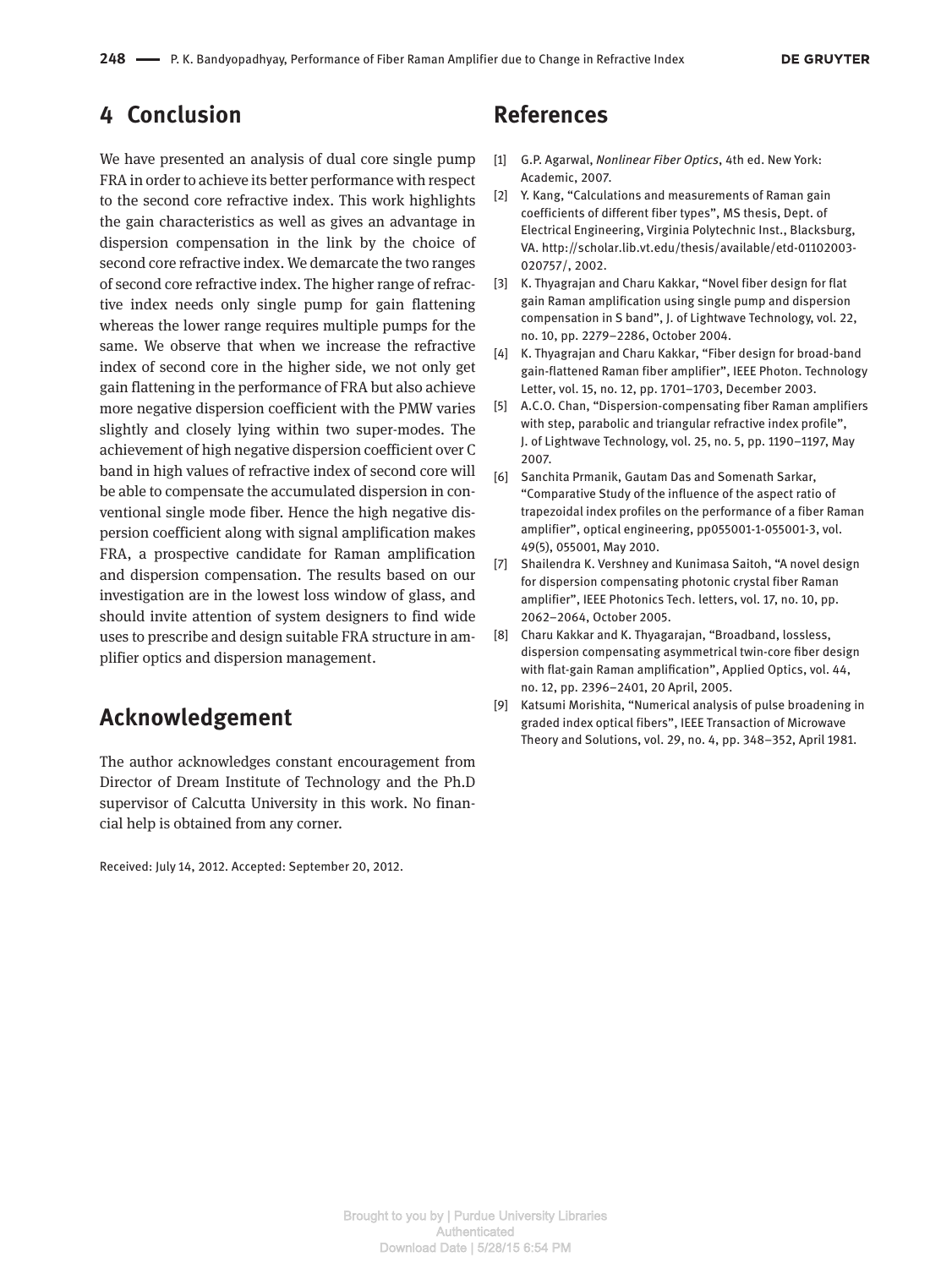## 4 Conclusion

We have presented an analysis of dual core single pump FRA in order to achieve its better performance with respect to the second core refractive index. This work highlights the gain characteristics as well as gives an advantage in dispersion compensation in the link by the choice of second core refractive index. We demarcate the two ranges of second core refractive index. The higher range of refractive index needs only single pump for gain flattening whereas the lower range requires multiple pumps for the same. We observe that when we increase the refractive index of second core in the higher side, we not only get gain flattening in the performance of FRA but also achieve more negative dispersion coefficient with the PMW varies slightly and closely lying within two super-modes. The achievement of high negative dispersion coefficient over C band in high values of refractive index of second core will be able to compensate the accumulated dispersion in conventional single mode fiber. Hence the high negative dispersion coefficient along with signal amplification makes FRA, a prospective candidate for Raman amplification and dispersion compensation. The results based on our investigation are in the lowest loss window of glass, and should invite attention of system designers to find wide uses to prescribe and design suitable FRA structure in amplifier optics and dispersion management.

## Acknowledgement

The author acknowledges constant encouragement from Director of Dream Institute of Technology and the Ph.D supervisor of Calcutta University in this work. No financial help is obtained from any corner.

Received: July 14, 2012. Accepted: September 20, 2012.

## References

[1] G.P. Agarwal, *Nonlinear Fiber Optics*, 4th ed. New York: Academic, 2007.

[2] Y. Kang, "Calculations and measurements of Raman gain coefficients of different fiber types", MS thesis, Dept. of Electrical Engineering, Virginia Polytechnic Inst., Blacksburg, VA. http://scholar.lib.vt.edu/thesis/available/etd-01102003-020757/, 2002.

[3] K. Thyagrajan and Charu Kakkar, "Novel fiber design for flat gain Raman amplification using single pump and dispersion compensation in S band", J. of Lightwave Technology, vol. 22, no. 10, pp. 2279–2286, October 2004.

[4] K. Thyagrajan and Charu Kakkar, "Fiber design for broad-band gain-flattened Raman fiber amplifier", IEEE Photon. Technology Letter, vol. 15, no. 12, pp. 1701–1703, December 2003.

[5] A.C.O. Chan, "Dispersion-compensating fiber Raman amplifiers with step, parabolic and triangular refractive index profile", J. of Lightwave Technology, vol. 25, no. 5, pp. 1190–1197, May 2007.

[6] Sanchita Prmanik, Gautam Das and Somenath Sarkar, "Comparative Study of the influence of the aspect ratio of trapezoidal index profiles on the performance of a fiber Raman amplifier", optical engineering, pp055001-1-055001-3, vol. 49(5), 055001, May 2010.

[7] Shailendra K. Vershney and Kunimasa Saitoh, "A novel design for dispersion compensating photonic crystal fiber Raman amplifier", IEEE Photonics Tech. letters, vol. 17, no. 10, pp. 2062–2064, October 2005.

[8] Charu Kakkar and K. Thyagarajan, "Broadband, lossless, dispersion compensating asymmetrical twin-core fiber design with flat-gain Raman amplification", Applied Optics, vol. 44, no. 12, pp. 2396–2401, 20 April, 2005.

[9] Katsumi Morishita, "Numerical analysis of pulse broadening in graded index optical fibers", IEEE Transaction of Microwave Theory and Solutions, vol. 29, no. 4, pp. 348–352, April 1981.